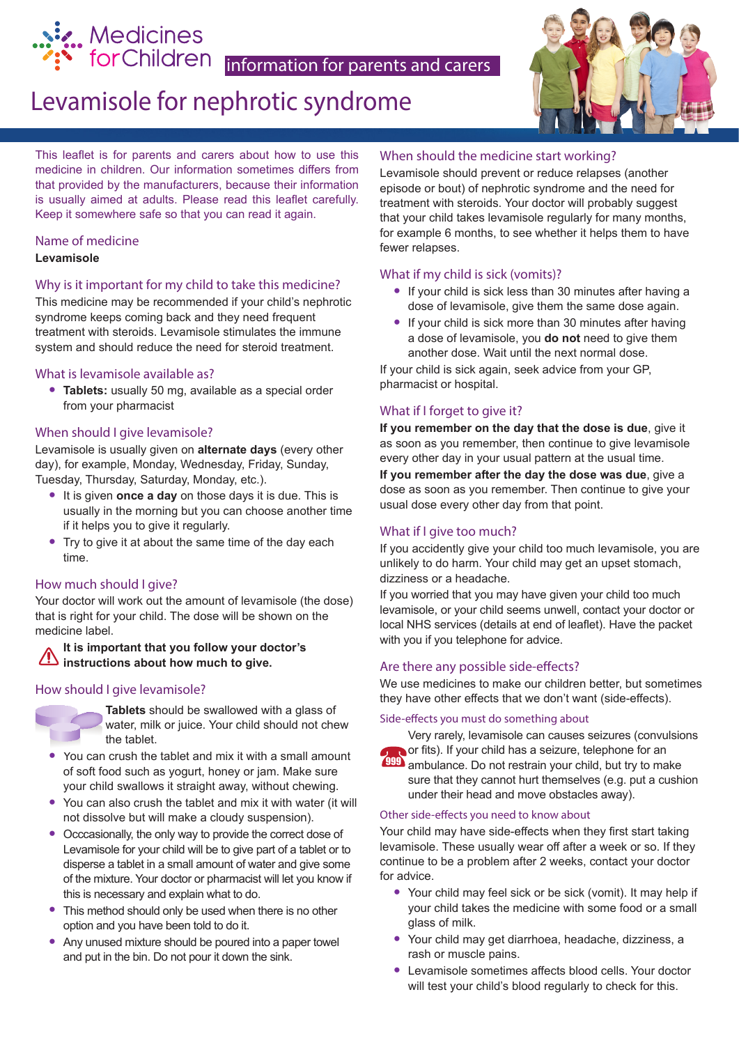Medicines for Children

information for parents and carers

# Levamisole for nephrotic syndrome

This leaflet is for parents and carers about how to use this medicine in children. Our information sometimes differs from that provided by the manufacturers, because their information is usually aimed at adults. Please read this leaflet carefully. Keep it somewhere safe so that you can read it again.

## Name of medicine

**Levamisole**

## Why is it important for my child to take this medicine?

This medicine may be recommended if your child's nephrotic syndrome keeps coming back and they need frequent treatment with steroids. Levamisole stimulates the immune system and should reduce the need for steroid treatment.

## What is levamisole available as?

- **Tablets:** usually 50 mg, available as a special order from your pharmacist

## When should I give levamisole?

Levamisole is usually given on **alternate days** (every other day), for example, Monday, Wednesday, Friday, Sunday, Tuesday, Thursday, Saturday, Monday, etc.).

- It is given **once a day** on those days it is due. This is usually in the morning but you can choose another time if it helps you to give it regularly.
- Try to give it at about the same time of the day each time.

## How much should I give?

Your doctor will work out the amount of levamisole (the dose) that is right for your child. The dose will be shown on the medicine label.

**It is important that you follow your doctor's instructions about how much to give.**

## How should I give levamisole?

**Tablets** should be swallowed with a glass of water, milk or juice. Your child should not chew the tablet.

- You can crush the tablet and mix it with a small amount of soft food such as yogurt, honey or jam. Make sure your child swallows it straight away, without chewing.
- You can also crush the tablet and mix it with water (it will not dissolve but will make a cloudy suspension).
- Occcasionally, the only way to provide the correct dose of Levamisole for your child will be to give part of a tablet or to disperse a tablet in a small amount of water and give some of the mixture. Your doctor or pharmacist will let you know if this is necessary and explain what to do.
- This method should only be used when there is no other option and you have been told to do it.
- Any unused mixture should be poured into a paper towel and put in the bin. Do not pour it down the sink.

## When should the medicine start working?

Levamisole should prevent or reduce relapses (another episode or bout) of nephrotic syndrome and the need for treatment with steroids. Your doctor will probably suggest that your child takes levamisole regularly for many months, for example 6 months, to see whether it helps them to have fewer relapses.

## What if my child is sick (vomits)?

- If your child is sick less than 30 minutes after having a dose of levamisole, give them the same dose again.
- If your child is sick more than 30 minutes after having a dose of levamisole, you **do not** need to give them another dose. Wait until the next normal dose.

If your child is sick again, seek advice from your GP, pharmacist or hospital.

## What if I forget to give it?

**If you remember on the day that the dose is due**, give it as soon as you remember, then continue to give levamisole every other day in your usual pattern at the usual time.

**If you remember after the day the dose was due**, give a dose as soon as you remember. Then continue to give your usual dose every other day from that point.

## What if I give too much?

If you accidently give your child too much levamisole, you are unlikely to do harm. Your child may get an upset stomach, dizziness or a headache.

If you worried that you may have given your child too much levamisole, or your child seems unwell, contact your doctor or local NHS services (details at end of leaflet). Have the packet with you if you telephone for advice.

## Are there any possible side-effects?

We use medicines to make our children better, but sometimes they have other effects that we don't want (side-effects).

### Side-effects you must do something about

Very rarely, levamisole can causes seizures (convulsions or fits). If your child has a seizure, telephone for an ambulance. Do not restrain your child, but try to make sure that they cannot hurt themselves (e.g. put a cushion under their head and move obstacles away).

### Other side-effects you need to know about

Your child may have side-effects when they first start taking levamisole. These usually wear off after a week or so. If they continue to be a problem after 2 weeks, contact your doctor for advice.

- Your child may feel sick or be sick (vomit). It may help if your child takes the medicine with some food or a small glass of milk.
- Your child may get diarrhoea, headache, dizziness, a rash or muscle pains.
- Levamisole sometimes affects blood cells. Your doctor will test your child's blood regularly to check for this.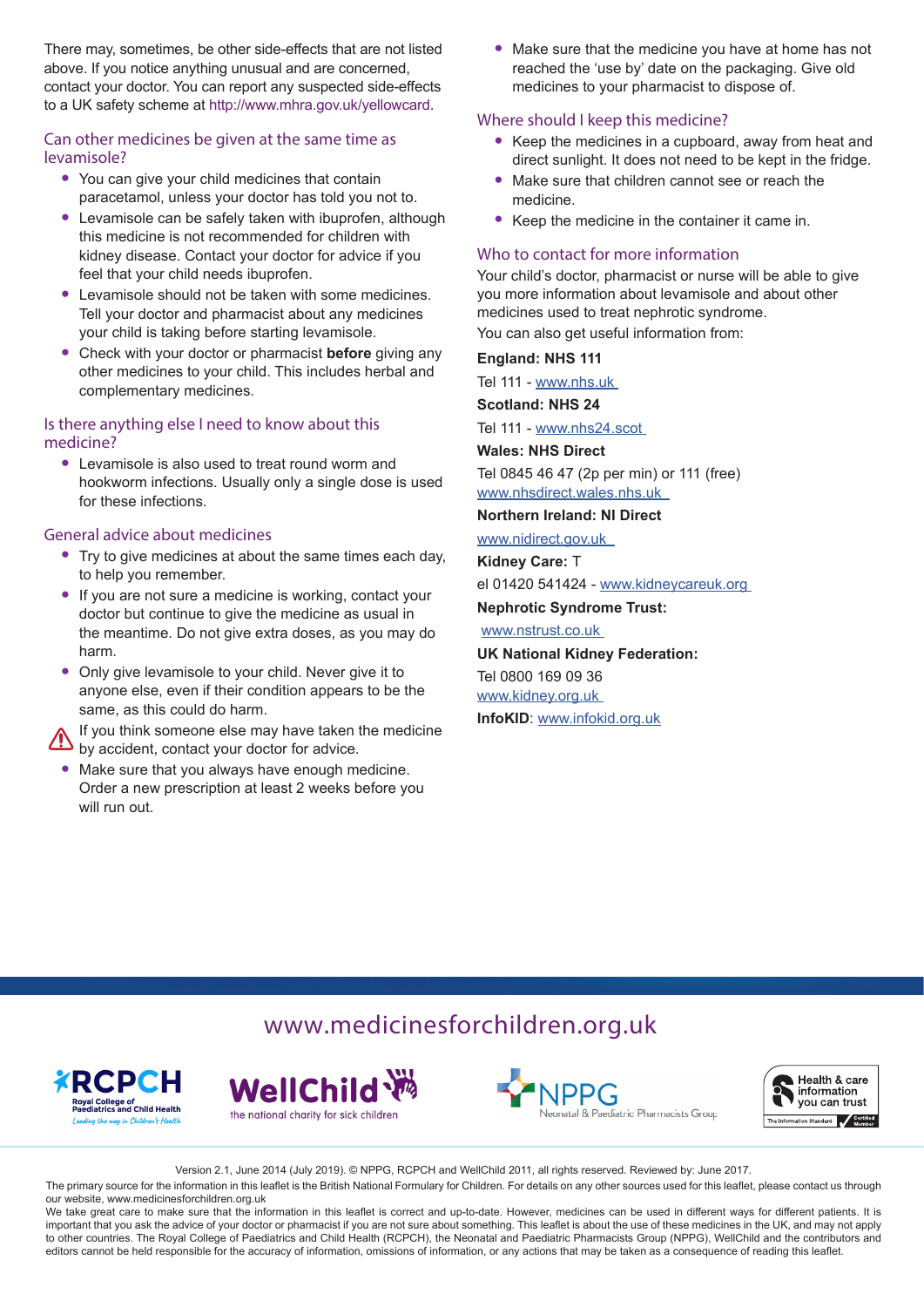There may, sometimes, be other side-effects that are not listed above. If you notice anything unusual and are concerned, contact your doctor. You can report any suspected side-effects to a UK safety scheme at http://www.mhra.gov.uk/yellowcard.

## Can other medicines be given at the same time as levamisole?

- You can give your child medicines that contain paracetamol, unless your doctor has told you not to.
- Levamisole can be safely taken with ibuprofen, although this medicine is not recommended for children with kidney disease. Contact your doctor for advice if you feel that your child needs ibuprofen.
- Levamisole should not be taken with some medicines. Tell your doctor and pharmacist about any medicines your child is taking before starting levamisole.
- Check with your doctor or pharmacist **before** giving any other medicines to your child. This includes herbal and complementary medicines.

## Is there anything else I need to know about this medicine?

- Levamisole is also used to treat round worm and hookworm infections. Usually only a single dose is used for these infections.

## General advice about medicines

- Try to give medicines at about the same times each day, to help you remember.
- If you are not sure a medicine is working, contact your doctor but continue to give the medicine as usual in the meantime. Do not give extra doses, as you may do harm.
- Only give levamisole to your child. Never give it to anyone else, even if their condition appears to be the same, as this could do harm.

⚠ If you think someone else may have taken the medicine by accident, contact your doctor for advice.

- Make sure that you always have enough medicine. Order a new prescription at least 2 weeks before you will run out.
- Make sure that the medicine you have at home has not reached the 'use by' date on the packaging. Give old medicines to your pharmacist to dispose of.

## Where should I keep this medicine?

- Keep the medicines in a cupboard, away from heat and direct sunlight. It does not need to be kept in the fridge.
- Make sure that children cannot see or reach the medicine.
- Keep the medicine in the container it came in.

## Who to contact for more information

Your child's doctor, pharmacist or nurse will be able to give you more information about levamisole and about other medicines used to treat nephrotic syndrome.

You can also get useful information from:

**England: NHS 111**

Tel 111 - www.nhs.uk

**Scotland: NHS 24**

Tel 111 - www.nhs24.scot

**Wales: NHS Direct**

Tel 0845 46 47 (2p per min) or 111 (free)
www.nhsdirect.wales.nhs.uk

**Northern Ireland: NI Direct**

www.nidirect.gov.uk

**Kidney Care:** Tel 01420 541424 - www.kidneycareuk.org

**Nephrotic Syndrome Trust:**

www.nstrust.co.uk

**UK National Kidney Federation:**

Tel 0800 169 09 36
www.kidney.org.uk

**InfoKID**: www.infokid.org.uk

www.medicinesforchildren.org.uk

RCPCH Royal College of Paediatrics and Child Health — Leading the way in Children's Health

WellChild — the national charity for sick children

NPPG — Neonatal & Paediatric Pharmacists Group

Health & care information you can trust — The Information Standard — Certified Member

Version 2.1, June 2014 (July 2019). © NPPG, RCPCH and WellChild 2011, all rights reserved. Reviewed by: June 2017.

The primary source for the information in this leaflet is the British National Formulary for Children. For details on any other sources used for this leaflet, please contact us through our website, www.medicinesforchildren.org.uk

We take great care to make sure that the information in this leaflet is correct and up-to-date. However, medicines can be used in different ways for different patients. It is important that you ask the advice of your doctor or pharmacist if you are not sure about something. This leaflet is about the use of these medicines in the UK, and may not apply to other countries. The Royal College of Paediatrics and Child Health (RCPCH), the Neonatal and Paediatric Pharmacists Group (NPPG), WellChild and the contributors and editors cannot be held responsible for the accuracy of information, omissions of information, or any actions that may be taken as a consequence of reading this leaflet.